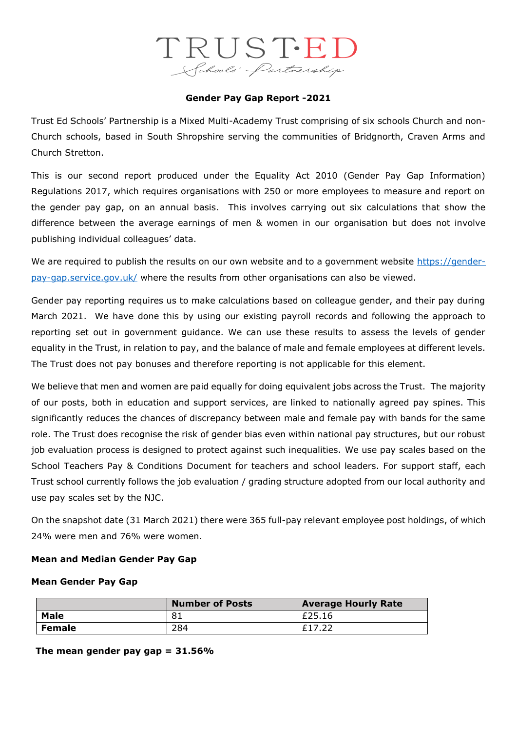TRUST·ED
Schools' Partnership

**Gender Pay Gap Report -2021**

Trust Ed Schools' Partnership is a Mixed Multi-Academy Trust comprising of six schools Church and non-Church schools, based in South Shropshire serving the communities of Bridgnorth, Craven Arms and Church Stretton.

This is our second report produced under the Equality Act 2010 (Gender Pay Gap Information) Regulations 2017, which requires organisations with 250 or more employees to measure and report on the gender pay gap, on an annual basis. This involves carrying out six calculations that show the difference between the average earnings of men & women in our organisation but does not involve publishing individual colleagues' data.

We are required to publish the results on our own website and to a government website https://gender-pay-gap.service.gov.uk/ where the results from other organisations can also be viewed.

Gender pay reporting requires us to make calculations based on colleague gender, and their pay during March 2021. We have done this by using our existing payroll records and following the approach to reporting set out in government guidance. We can use these results to assess the levels of gender equality in the Trust, in relation to pay, and the balance of male and female employees at different levels. The Trust does not pay bonuses and therefore reporting is not applicable for this element.

We believe that men and women are paid equally for doing equivalent jobs across the Trust. The majority of our posts, both in education and support services, are linked to nationally agreed pay spines. This significantly reduces the chances of discrepancy between male and female pay with bands for the same role. The Trust does recognise the risk of gender bias even within national pay structures, but our robust job evaluation process is designed to protect against such inequalities. We use pay scales based on the School Teachers Pay & Conditions Document for teachers and school leaders. For support staff, each Trust school currently follows the job evaluation / grading structure adopted from our local authority and use pay scales set by the NJC.

On the snapshot date (31 March 2021) there were 365 full-pay relevant employee post holdings, of which 24% were men and 76% were women.

**Mean and Median Gender Pay Gap**

**Mean Gender Pay Gap**

| | Number of Posts | Average Hourly Rate |
|---|---|---|
| **Male** | 81 | £25.16 |
| **Female** | 284 | £17.22 |

**The mean gender pay gap = 31.56%**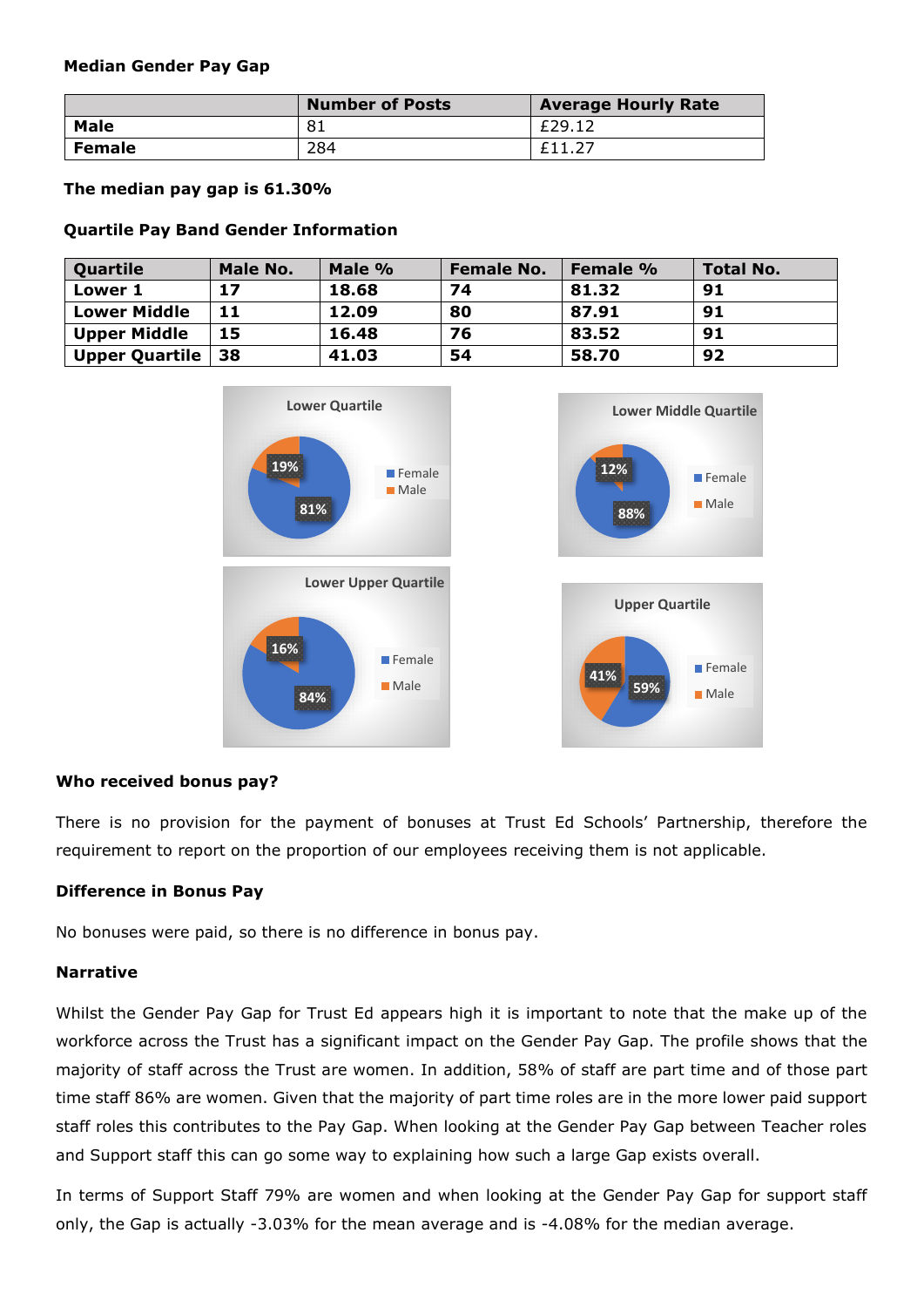**Median Gender Pay Gap**

| | Number of Posts | Average Hourly Rate |
|---|---|---|
| **Male** | 81 | £29.12 |
| **Female** | 284 | £11.27 |

**The median pay gap is 61.30%**

**Quartile Pay Band Gender Information**

| Quartile | Male No. | Male % | Female No. | Female % | Total No. |
|---|---|---|---|---|---|
| **Lower 1** | **17** | **18.68** | **74** | **81.32** | **91** |
| **Lower Middle** | **11** | **12.09** | **80** | **87.91** | **91** |
| **Upper Middle** | **15** | **16.48** | **76** | **83.52** | **91** |
| **Upper Quartile** | **38** | **41.03** | **54** | **58.70** | **92** |

Lower Quartile: Female 81%, Male 19%

Lower Middle Quartile: Female 88%, Male 12%

Lower Upper Quartile: Female 84%, Male 16%

Upper Quartile: Female 59%, Male 41%

**Who received bonus pay?**

There is no provision for the payment of bonuses at Trust Ed Schools' Partnership, therefore the requirement to report on the proportion of our employees receiving them is not applicable.

**Difference in Bonus Pay**

No bonuses were paid, so there is no difference in bonus pay.

**Narrative**

Whilst the Gender Pay Gap for Trust Ed appears high it is important to note that the make up of the workforce across the Trust has a significant impact on the Gender Pay Gap. The profile shows that the majority of staff across the Trust are women. In addition, 58% of staff are part time and of those part time staff 86% are women. Given that the majority of part time roles are in the more lower paid support staff roles this contributes to the Pay Gap. When looking at the Gender Pay Gap between Teacher roles and Support staff this can go some way to explaining how such a large Gap exists overall.

In terms of Support Staff 79% are women and when looking at the Gender Pay Gap for support staff only, the Gap is actually -3.03% for the mean average and is -4.08% for the median average.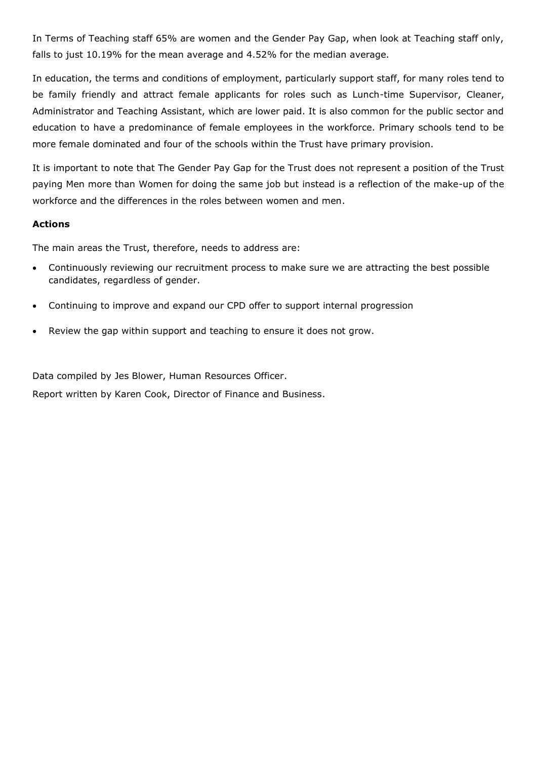In Terms of Teaching staff 65% are women and the Gender Pay Gap, when look at Teaching staff only, falls to just 10.19% for the mean average and 4.52% for the median average.

In education, the terms and conditions of employment, particularly support staff, for many roles tend to be family friendly and attract female applicants for roles such as Lunch-time Supervisor, Cleaner, Administrator and Teaching Assistant, which are lower paid. It is also common for the public sector and education to have a predominance of female employees in the workforce. Primary schools tend to be more female dominated and four of the schools within the Trust have primary provision.

It is important to note that The Gender Pay Gap for the Trust does not represent a position of the Trust paying Men more than Women for doing the same job but instead is a reflection of the make-up of the workforce and the differences in the roles between women and men.

**Actions**

The main areas the Trust, therefore, needs to address are:

- Continuously reviewing our recruitment process to make sure we are attracting the best possible candidates, regardless of gender.
- Continuing to improve and expand our CPD offer to support internal progression
- Review the gap within support and teaching to ensure it does not grow.

Data compiled by Jes Blower, Human Resources Officer.

Report written by Karen Cook, Director of Finance and Business.